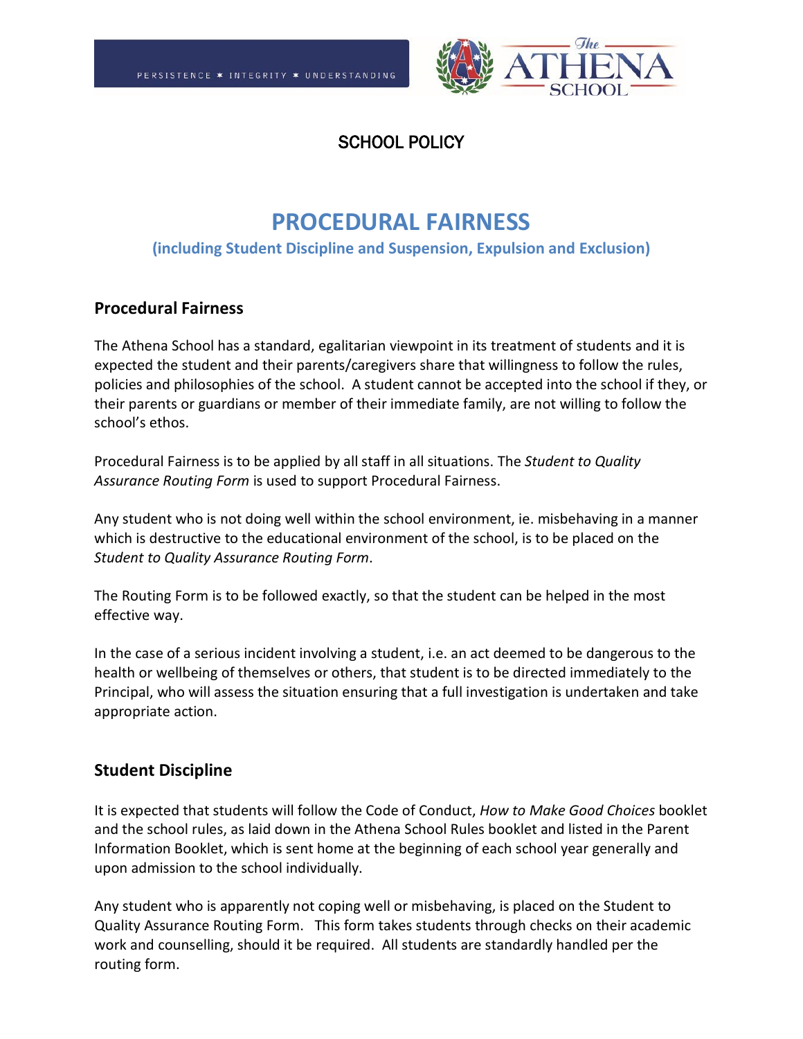PERSISTENCE * INTEGRITY * UNDERSTANDING

The ATHENA SCHOOL

SCHOOL POLICY

# PROCEDURAL FAIRNESS

**(including Student Discipline and Suspension, Expulsion and Exclusion)**

## Procedural Fairness

The Athena School has a standard, egalitarian viewpoint in its treatment of students and it is expected the student and their parents/caregivers share that willingness to follow the rules, policies and philosophies of the school. A student cannot be accepted into the school if they, or their parents or guardians or member of their immediate family, are not willing to follow the school's ethos.

Procedural Fairness is to be applied by all staff in all situations. The *Student to Quality Assurance Routing Form* is used to support Procedural Fairness.

Any student who is not doing well within the school environment, ie. misbehaving in a manner which is destructive to the educational environment of the school, is to be placed on the *Student to Quality Assurance Routing Form*.

The Routing Form is to be followed exactly, so that the student can be helped in the most effective way.

In the case of a serious incident involving a student, i.e. an act deemed to be dangerous to the health or wellbeing of themselves or others, that student is to be directed immediately to the Principal, who will assess the situation ensuring that a full investigation is undertaken and take appropriate action.

## Student Discipline

It is expected that students will follow the Code of Conduct, *How to Make Good Choices* booklet and the school rules, as laid down in the Athena School Rules booklet and listed in the Parent Information Booklet, which is sent home at the beginning of each school year generally and upon admission to the school individually.

Any student who is apparently not coping well or misbehaving, is placed on the Student to Quality Assurance Routing Form. This form takes students through checks on their academic work and counselling, should it be required. All students are standardly handled per the routing form.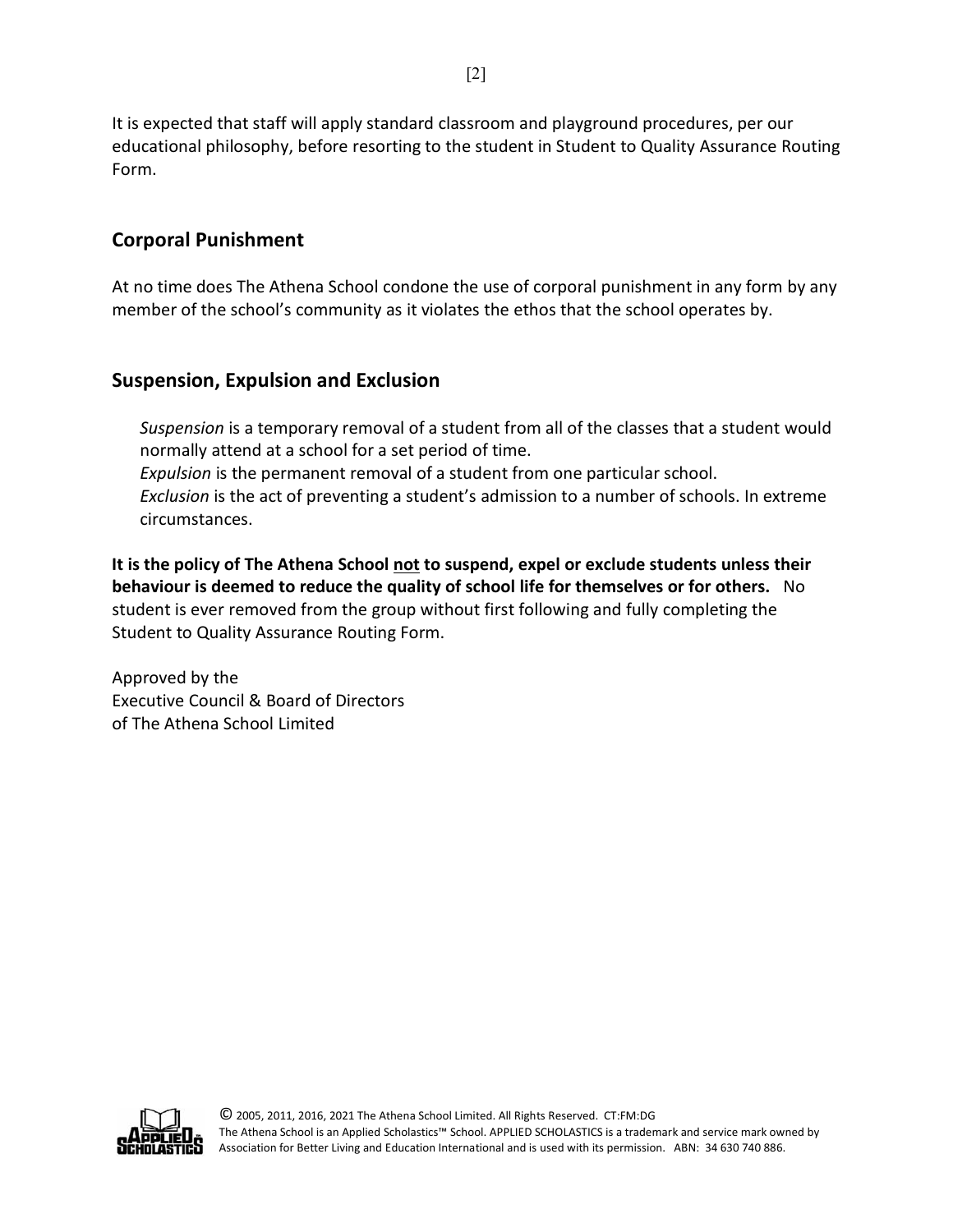It is expected that staff will apply standard classroom and playground procedures, per our educational philosophy, before resorting to the student in Student to Quality Assurance Routing Form.

## Corporal Punishment

At no time does The Athena School condone the use of corporal punishment in any form by any member of the school's community as it violates the ethos that the school operates by.

## Suspension, Expulsion and Exclusion

*Suspension* is a temporary removal of a student from all of the classes that a student would normally attend at a school for a set period of time.
*Expulsion* is the permanent removal of a student from one particular school.
*Exclusion* is the act of preventing a student's admission to a number of schools. In extreme circumstances.

**It is the policy of The Athena School <u>not</u> to suspend, expel or exclude students unless their behaviour is deemed to reduce the quality of school life for themselves or for others.** No student is ever removed from the group without first following and fully completing the Student to Quality Assurance Routing Form.

Approved by the
Executive Council & Board of Directors
of The Athena School Limited

© 2005, 2011, 2016, 2021 The Athena School Limited. All Rights Reserved. CT:FM:DG
The Athena School is an Applied Scholastics™ School. APPLIED SCHOLASTICS is a trademark and service mark owned by Association for Better Living and Education International and is used with its permission. ABN: 34 630 740 886.